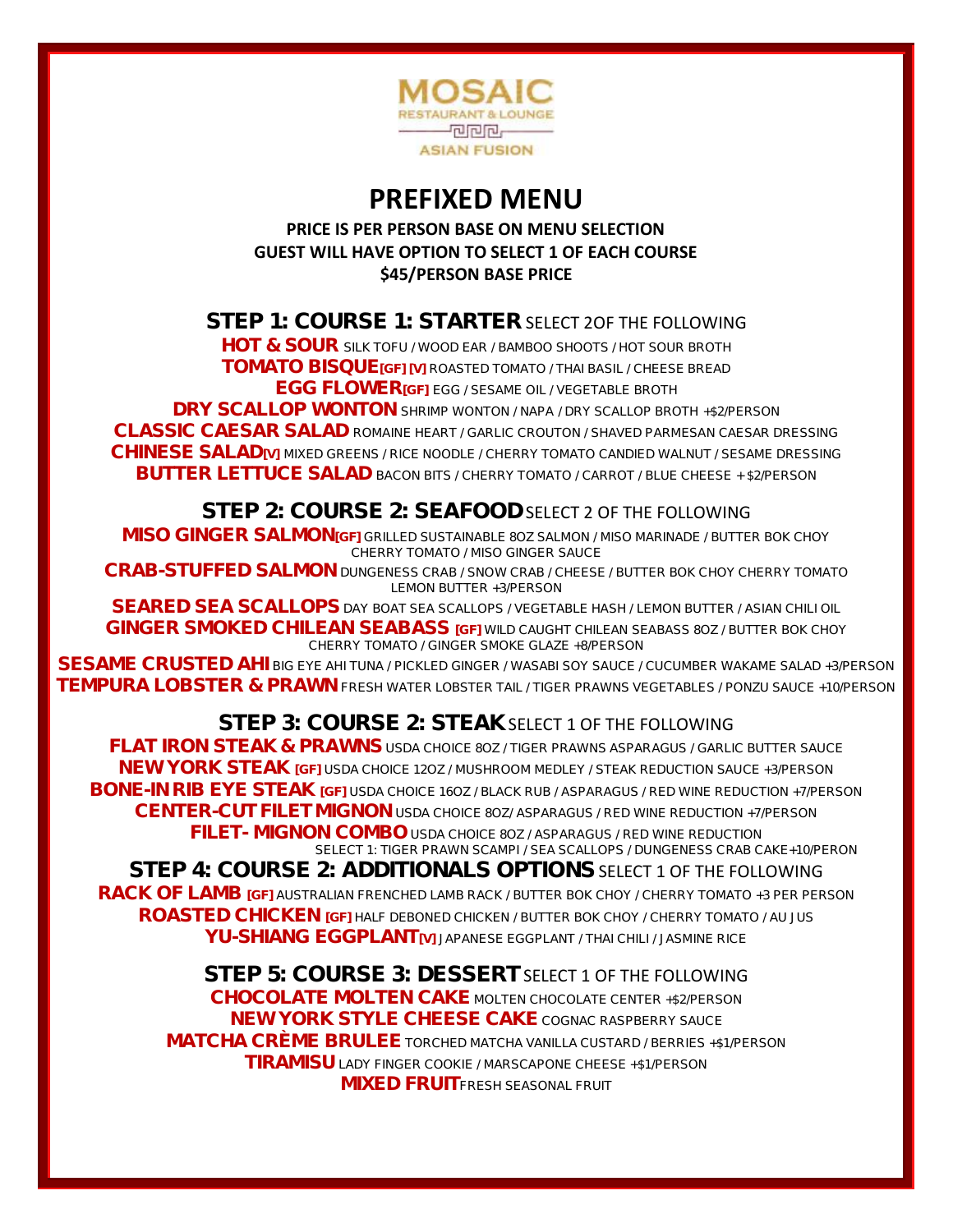MOSAIC

RESTAURANT & LOUNGE

ASIAN FUSION

# PREFIXED MENU

**PRICE IS PER PERSON BASE ON MENU SELECTION**
**GUEST WILL HAVE OPTION TO SELECT 1 OF EACH COURSE**
**$45/PERSON BASE PRICE**

## STEP 1: COURSE 1: STARTER SELECT 2OF THE FOLLOWING

**HOT & SOUR** SILK TOFU / WOOD EAR / BAMBOO SHOOTS / HOT SOUR BROTH

**TOMATO BISQUE[GF] [V]** ROASTED TOMATO / THAI BASIL / CHEESE BREAD

**EGG FLOWER[GF]** EGG / SESAME OIL / VEGETABLE BROTH

**DRY SCALLOP WONTON** SHRIMP WONTON / NAPA / DRY SCALLOP BROTH +$2/PERSON

**CLASSIC CAESAR SALAD** ROMAINE HEART / GARLIC CROUTON / SHAVED PARMESAN CAESAR DRESSING

**CHINESE SALAD[V]** MIXED GREENS / RICE NOODLE / CHERRY TOMATO CANDIED WALNUT / SESAME DRESSING

**BUTTER LETTUCE SALAD** BACON BITS / CHERRY TOMATO / CARROT / BLUE CHEESE + $2/PERSON

## STEP 2: COURSE 2: SEAFOOD SELECT 2 OF THE FOLLOWING

**MISO GINGER SALMON[GF]** GRILLED SUSTAINABLE 8OZ SALMON / MISO MARINADE / BUTTER BOK CHOY CHERRY TOMATO / MISO GINGER SAUCE

**CRAB-STUFFED SALMON** DUNGENESS CRAB / SNOW CRAB / CHEESE / BUTTER BOK CHOY CHERRY TOMATO LEMON BUTTER +3/PERSON

**SEARED SEA SCALLOPS** DAY BOAT SEA SCALLOPS / VEGETABLE HASH / LEMON BUTTER / ASIAN CHILI OIL

**GINGER SMOKED CHILEAN SEABASS [GF]** WILD CAUGHT CHILEAN SEABASS 8OZ / BUTTER BOK CHOY CHERRY TOMATO / GINGER SMOKE GLAZE +8/PERSON

**SESAME CRUSTED AHI** BIG EYE AHI TUNA / PICKLED GINGER / WASABI SOY SAUCE / CUCUMBER WAKAME SALAD +3/PERSON

**TEMPURA LOBSTER & PRAWN** FRESH WATER LOBSTER TAIL / TIGER PRAWNS VEGETABLES / PONZU SAUCE +10/PERSON

## STEP 3: COURSE 2: STEAK SELECT 1 OF THE FOLLOWING

**FLAT IRON STEAK & PRAWNS** USDA CHOICE 8OZ / TIGER PRAWNS ASPARAGUS / GARLIC BUTTER SAUCE

**NEW YORK STEAK [GF]** USDA CHOICE 12OZ / MUSHROOM MEDLEY / STEAK REDUCTION SAUCE +3/PERSON

**BONE-IN RIB EYE STEAK [GF]** USDA CHOICE 16OZ / BLACK RUB / ASPARAGUS / RED WINE REDUCTION +7/PERSON

**CENTER-CUT FILET MIGNON** USDA CHOICE 8OZ/ ASPARAGUS / RED WINE REDUCTION +7/PERSON

**FILET- MIGNON COMBO** USDA CHOICE 8OZ / ASPARAGUS / RED WINE REDUCTION SELECT 1: TIGER PRAWN SCAMPI / SEA SCALLOPS / DUNGENESS CRAB CAKE+10/PERON

## STEP 4: COURSE 2: ADDITIONALS OPTIONS SELECT 1 OF THE FOLLOWING

**RACK OF LAMB [GF]** AUSTRALIAN FRENCHED LAMB RACK / BUTTER BOK CHOY / CHERRY TOMATO +3 PER PERSON

**ROASTED CHICKEN [GF]** HALF DEBONED CHICKEN / BUTTER BOK CHOY / CHERRY TOMATO / AU JUS

**YU-SHIANG EGGPLANT[V]** JAPANESE EGGPLANT / THAI CHILI / JASMINE RICE

## STEP 5: COURSE 3: DESSERT SELECT 1 OF THE FOLLOWING

**CHOCOLATE MOLTEN CAKE** MOLTEN CHOCOLATE CENTER +$2/PERSON

**NEW YORK STYLE CHEESE CAKE** COGNAC RASPBERRY SAUCE

**MATCHA CRÈME BRULEE** TORCHED MATCHA VANILLA CUSTARD / BERRIES +$1/PERSON

**TIRAMISU** LADY FINGER COOKIE / MARSCAPONE CHEESE +$1/PERSON

**MIXED FRUIT** FRESH SEASONAL FRUIT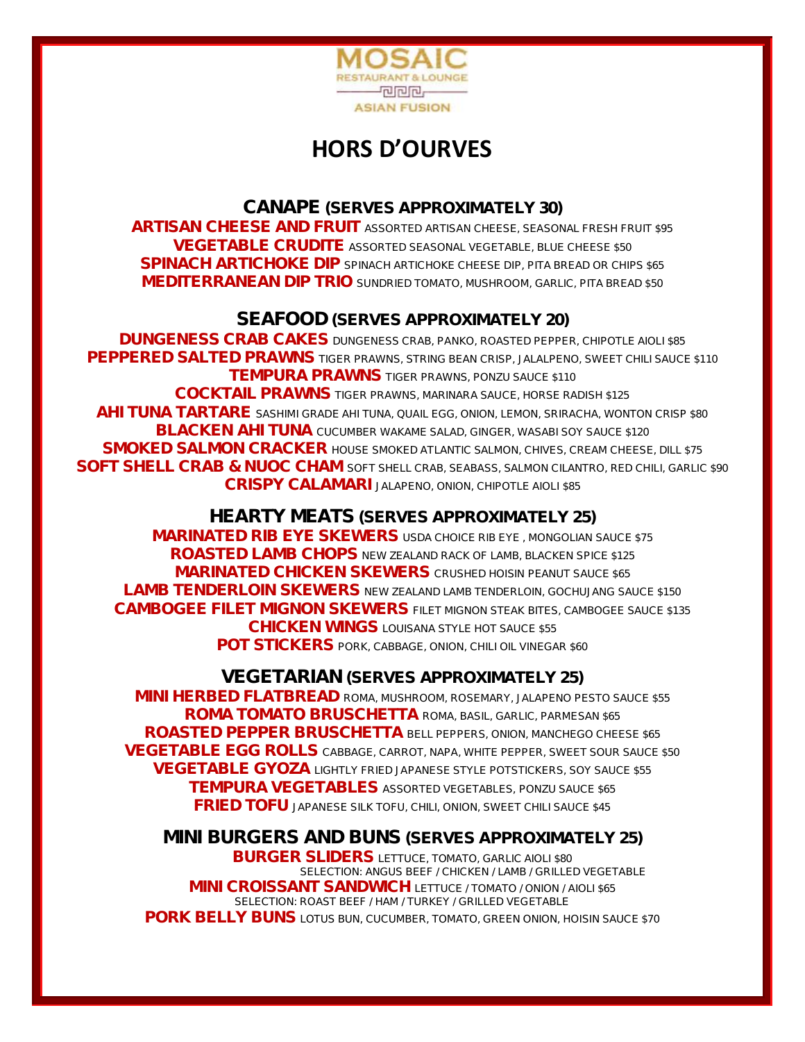MOSAIC
RESTAURANT & LOUNGE
ASIAN FUSION

# HORS D'OURVES

## CANAPE (SERVES APPROXIMATELY 30)

**ARTISAN CHEESE AND FRUIT** ASSORTED ARTISAN CHEESE, SEASONAL FRESH FRUIT $95
**VEGETABLE CRUDITE** ASSORTED SEASONAL VEGETABLE, BLUE CHEESE $50
**SPINACH ARTICHOKE DIP** SPINACH ARTICHOKE CHEESE DIP, PITA BREAD OR CHIPS $65
**MEDITERRANEAN DIP TRIO** SUNDRIED TOMATO, MUSHROOM, GARLIC, PITA BREAD $50

## SEAFOOD (SERVES APPROXIMATELY 20)

**DUNGENESS CRAB CAKES** DUNGENESS CRAB, PANKO, ROASTED PEPPER, CHIPOTLE AIOLI $85
**PEPPERED SALTED PRAWNS** TIGER PRAWNS, STRING BEAN CRISP, JALALPENO, SWEET CHILI SAUCE $110
**TEMPURA PRAWNS** TIGER PRAWNS, PONZU SAUCE $110
**COCKTAIL PRAWNS** TIGER PRAWNS, MARINARA SAUCE, HORSE RADISH $125
**AHI TUNA TARTARE** SASHIMI GRADE AHI TUNA, QUAIL EGG, ONION, LEMON, SRIRACHA, WONTON CRISP $80
**BLACKEN AHI TUNA** CUCUMBER WAKAME SALAD, GINGER, WASABI SOY SAUCE $120
**SMOKED SALMON CRACKER** HOUSE SMOKED ATLANTIC SALMON, CHIVES, CREAM CHEESE, DILL $75
**SOFT SHELL CRAB & NUOC CHAM** SOFT SHELL CRAB, SEABASS, SALMON CILANTRO, RED CHILI, GARLIC $90
**CRISPY CALAMARI** JALAPENO, ONION, CHIPOTLE AIOLI $85

## HEARTY MEATS (SERVES APPROXIMATELY 25)

**MARINATED RIB EYE SKEWERS** USDA CHOICE RIB EYE , MONGOLIAN SAUCE $75
**ROASTED LAMB CHOPS** NEW ZEALAND RACK OF LAMB, BLACKEN SPICE $125
**MARINATED CHICKEN SKEWERS** CRUSHED HOISIN PEANUT SAUCE $65
**LAMB TENDERLOIN SKEWERS** NEW ZEALAND LAMB TENDERLOIN, GOCHUJANG SAUCE $150
**CAMBOGEE FILET MIGNON SKEWERS** FILET MIGNON STEAK BITES, CAMBOGEE SAUCE $135
**CHICKEN WINGS** LOUISANA STYLE HOT SAUCE $55
**POT STICKERS** PORK, CABBAGE, ONION, CHILI OIL VINEGAR $60

## VEGETARIAN (SERVES APPROXIMATELY 25)

**MINI HERBED FLATBREAD** ROMA, MUSHROOM, ROSEMARY, JALAPENO PESTO SAUCE $55
**ROMA TOMATO BRUSCHETTA** ROMA, BASIL, GARLIC, PARMESAN $65
**ROASTED PEPPER BRUSCHETTA** BELL PEPPERS, ONION, MANCHEGO CHEESE $65
**VEGETABLE EGG ROLLS** CABBAGE, CARROT, NAPA, WHITE PEPPER, SWEET SOUR SAUCE $50
**VEGETABLE GYOZA** LIGHTLY FRIED JAPANESE STYLE POTSTICKERS, SOY SAUCE $55
**TEMPURA VEGETABLES** ASSORTED VEGETABLES, PONZU SAUCE $65
**FRIED TOFU** JAPANESE SILK TOFU, CHILI, ONION, SWEET CHILI SAUCE $45

## MINI BURGERS AND BUNS (SERVES APPROXIMATELY 25)

**BURGER SLIDERS** LETTUCE, TOMATO, GARLIC AIOLI $80
SELECTION: ANGUS BEEF / CHICKEN / LAMB / GRILLED VEGETABLE
**MINI CROISSANT SANDWICH** LETTUCE / TOMATO / ONION / AIOLI $65
SELECTION: ROAST BEEF / HAM / TURKEY / GRILLED VEGETABLE
**PORK BELLY BUNS** LOTUS BUN, CUCUMBER, TOMATO, GREEN ONION, HOISIN SAUCE $70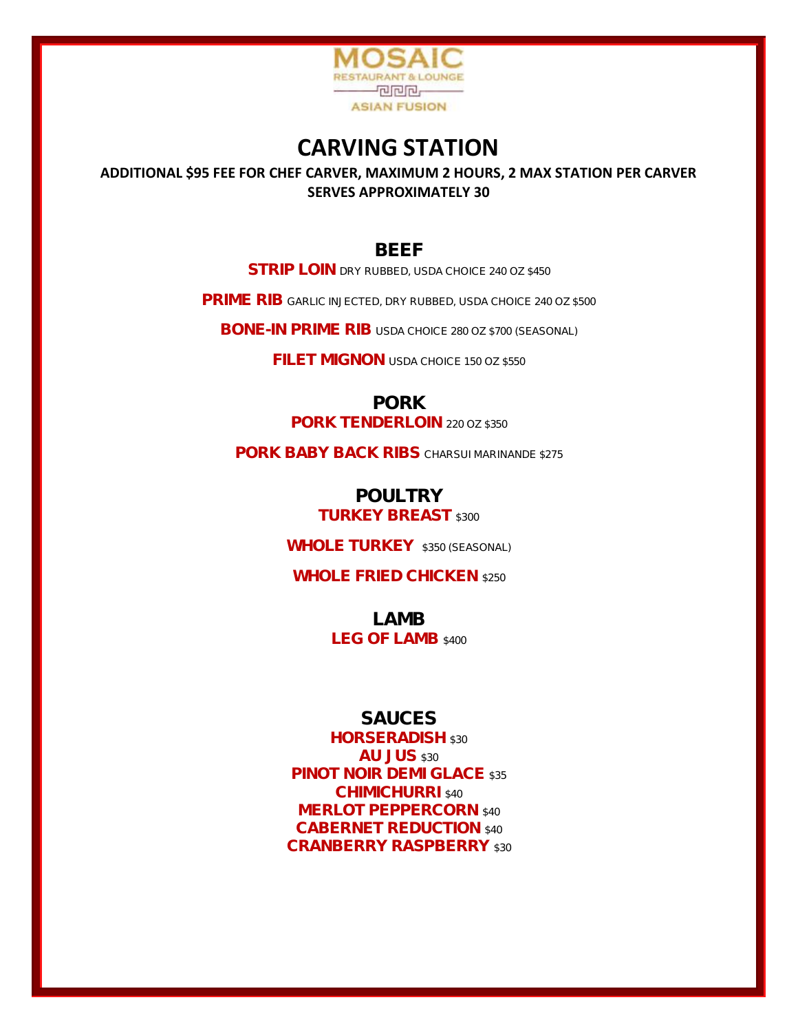MOSAIC
RESTAURANT & LOUNGE
ASIAN FUSION

# CARVING STATION

**ADDITIONAL $95 FEE FOR CHEF CARVER, MAXIMUM 2 HOURS, 2 MAX STATION PER CARVER**
**SERVES APPROXIMATELY 30**

## BEEF

**STRIP LOIN** DRY RUBBED, USDA CHOICE 240 OZ $450

**PRIME RIB** GARLIC INJECTED, DRY RUBBED, USDA CHOICE 240 OZ $500

**BONE-IN PRIME RIB** USDA CHOICE 280 OZ $700 (SEASONAL)

**FILET MIGNON** USDA CHOICE 150 OZ $550

## PORK

**PORK TENDERLOIN** 220 OZ $350

**PORK BABY BACK RIBS** CHARSUI MARINANDE $275

## POULTRY

**TURKEY BREAST** $300

**WHOLE TURKEY** $350 (SEASONAL)

**WHOLE FRIED CHICKEN** $250

## LAMB

**LEG OF LAMB** $400

## SAUCES

**HORSERADISH** $30
**AU JUS** $30
**PINOT NOIR DEMI GLACE** $35
**CHIMICHURRI** $40
**MERLOT PEPPERCORN** $40
**CABERNET REDUCTION** $40
**CRANBERRY RASPBERRY** $30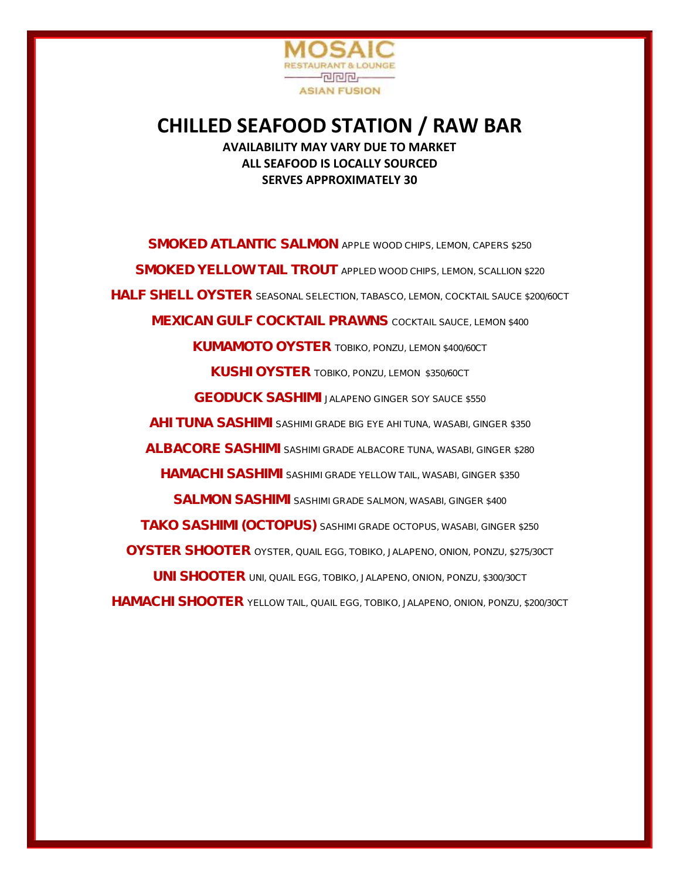MOSAIC

RESTAURANT & LOUNGE

ASIAN FUSION

# CHILLED SEAFOOD STATION / RAW BAR

**AVAILABILITY MAY VARY DUE TO MARKET**
**ALL SEAFOOD IS LOCALLY SOURCED**
**SERVES APPROXIMATELY 30**

**SMOKED ATLANTIC SALMON** APPLE WOOD CHIPS, LEMON, CAPERS $250

**SMOKED YELLOW TAIL TROUT** APPLED WOOD CHIPS, LEMON, SCALLION $220

**HALF SHELL OYSTER** SEASONAL SELECTION, TABASCO, LEMON, COCKTAIL SAUCE $200/60CT

**MEXICAN GULF COCKTAIL PRAWNS** COCKTAIL SAUCE, LEMON $400

**KUMAMOTO OYSTER** TOBIKO, PONZU, LEMON $400/60CT

**KUSHI OYSTER** TOBIKO, PONZU, LEMON $350/60CT

**GEODUCK SASHIMI** JALAPENO GINGER SOY SAUCE $550

**AHI TUNA SASHIMI** SASHIMI GRADE BIG EYE AHI TUNA, WASABI, GINGER $350

**ALBACORE SASHIMI** SASHIMI GRADE ALBACORE TUNA, WASABI, GINGER $280

**HAMACHI SASHIMI** SASHIMI GRADE YELLOW TAIL, WASABI, GINGER $350

**SALMON SASHIMI** SASHIMI GRADE SALMON, WASABI, GINGER $400

**TAKO SASHIMI (OCTOPUS)** SASHIMI GRADE OCTOPUS, WASABI, GINGER $250

**OYSTER SHOOTER** OYSTER, QUAIL EGG, TOBIKO, JALAPENO, ONION, PONZU, $275/30CT

**UNI SHOOTER** UNI, QUAIL EGG, TOBIKO, JALAPENO, ONION, PONZU, $300/30CT

**HAMACHI SHOOTER** YELLOW TAIL, QUAIL EGG, TOBIKO, JALAPENO, ONION, PONZU, $200/30CT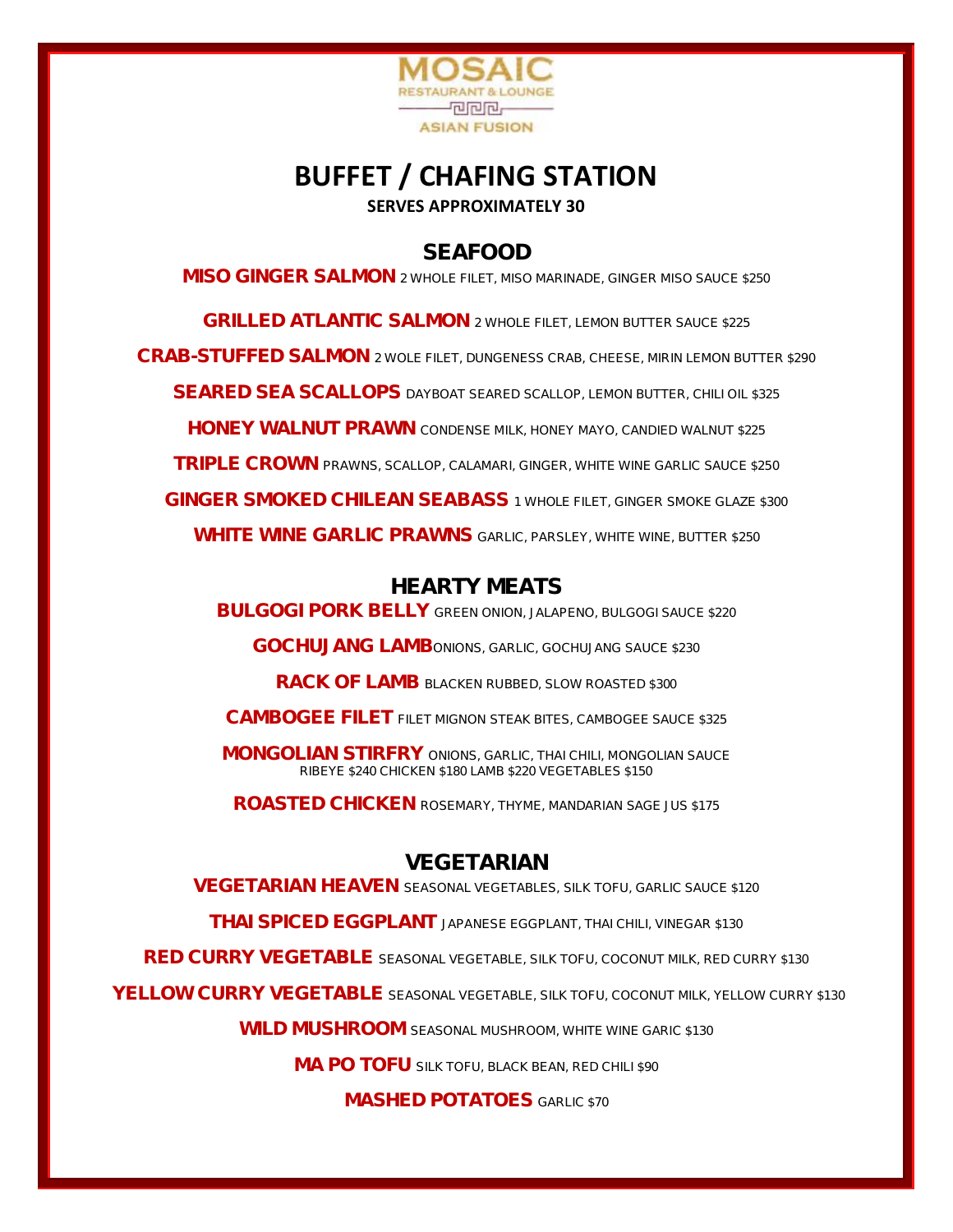MOSAIC
RESTAURANT & LOUNGE
ASIAN FUSION

# BUFFET / CHAFING STATION

**SERVES APPROXIMATELY 30**

## SEAFOOD

**MISO GINGER SALMON** 2 WHOLE FILET, MISO MARINADE, GINGER MISO SAUCE $250

**GRILLED ATLANTIC SALMON** 2 WHOLE FILET, LEMON BUTTER SAUCE $225

**CRAB-STUFFED SALMON** 2 WOLE FILET, DUNGENESS CRAB, CHEESE, MIRIN LEMON BUTTER $290

**SEARED SEA SCALLOPS** DAYBOAT SEARED SCALLOP, LEMON BUTTER, CHILI OIL $325

**HONEY WALNUT PRAWN** CONDENSE MILK, HONEY MAYO, CANDIED WALNUT $225

**TRIPLE CROWN** PRAWNS, SCALLOP, CALAMARI, GINGER, WHITE WINE GARLIC SAUCE $250

**GINGER SMOKED CHILEAN SEABASS** 1 WHOLE FILET, GINGER SMOKE GLAZE $300

**WHITE WINE GARLIC PRAWNS** GARLIC, PARSLEY, WHITE WINE, BUTTER $250

## HEARTY MEATS

**BULGOGI PORK BELLY** GREEN ONION, JALAPENO, BULGOGI SAUCE $220

**GOCHUJANG LAMB**ONIONS, GARLIC, GOCHUJANG SAUCE $230

**RACK OF LAMB** BLACKEN RUBBED, SLOW ROASTED $300

**CAMBOGEE FILET** FILET MIGNON STEAK BITES, CAMBOGEE SAUCE $325

**MONGOLIAN STIRFRY** ONIONS, GARLIC, THAI CHILI, MONGOLIAN SAUCE
RIBEYE $240 CHICKEN $180 LAMB $220 VEGETABLES $150

**ROASTED CHICKEN** ROSEMARY, THYME, MANDARIAN SAGE JUS $175

## VEGETARIAN

**VEGETARIAN HEAVEN** SEASONAL VEGETABLES, SILK TOFU, GARLIC SAUCE $120

**THAI SPICED EGGPLANT** JAPANESE EGGPLANT, THAI CHILI, VINEGAR $130

**RED CURRY VEGETABLE** SEASONAL VEGETABLE, SILK TOFU, COCONUT MILK, RED CURRY $130

**YELLOW CURRY VEGETABLE** SEASONAL VEGETABLE, SILK TOFU, COCONUT MILK, YELLOW CURRY $130

**WILD MUSHROOM** SEASONAL MUSHROOM, WHITE WINE GARIC $130

**MA PO TOFU** SILK TOFU, BLACK BEAN, RED CHILI $90

**MASHED POTATOES** GARLIC $70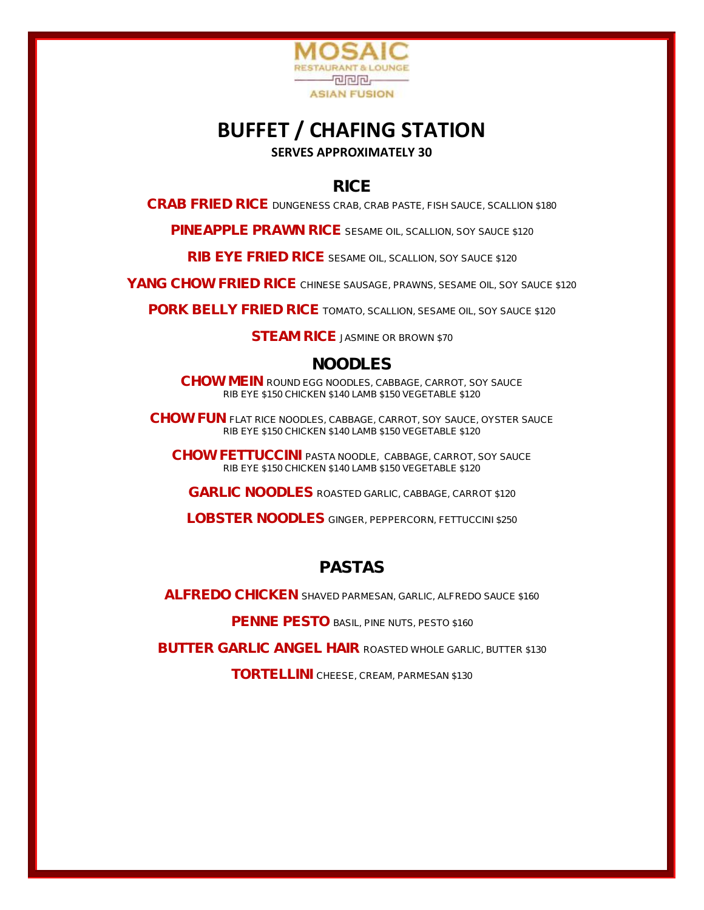MOSAIC
RESTAURANT & LOUNGE
ASIAN FUSION

# BUFFET / CHAFING STATION

**SERVES APPROXIMATELY 30**

## RICE

**CRAB FRIED RICE** DUNGENESS CRAB, CRAB PASTE, FISH SAUCE, SCALLION $180

**PINEAPPLE PRAWN RICE** SESAME OIL, SCALLION, SOY SAUCE $120

**RIB EYE FRIED RICE** SESAME OIL, SCALLION, SOY SAUCE $120

**YANG CHOW FRIED RICE** CHINESE SAUSAGE, PRAWNS, SESAME OIL, SOY SAUCE $120

**PORK BELLY FRIED RICE** TOMATO, SCALLION, SESAME OIL, SOY SAUCE $120

**STEAM RICE** JASMINE OR BROWN $70

## NOODLES

**CHOW MEIN** ROUND EGG NOODLES, CABBAGE, CARROT, SOY SAUCE
RIB EYE $150 CHICKEN $140 LAMB $150 VEGETABLE $120

**CHOW FUN** FLAT RICE NOODLES, CABBAGE, CARROT, SOY SAUCE, OYSTER SAUCE
RIB EYE $150 CHICKEN $140 LAMB $150 VEGETABLE $120

**CHOW FETTUCCINI** PASTA NOODLE, CABBAGE, CARROT, SOY SAUCE
RIB EYE $150 CHICKEN $140 LAMB $150 VEGETABLE $120

**GARLIC NOODLES** ROASTED GARLIC, CABBAGE, CARROT $120

**LOBSTER NOODLES** GINGER, PEPPERCORN, FETTUCCINI $250

## PASTAS

**ALFREDO CHICKEN** SHAVED PARMESAN, GARLIC, ALFREDO SAUCE $160

**PENNE PESTO** BASIL, PINE NUTS, PESTO $160

**BUTTER GARLIC ANGEL HAIR** ROASTED WHOLE GARLIC, BUTTER $130

**TORTELLINI** CHEESE, CREAM, PARMESAN $130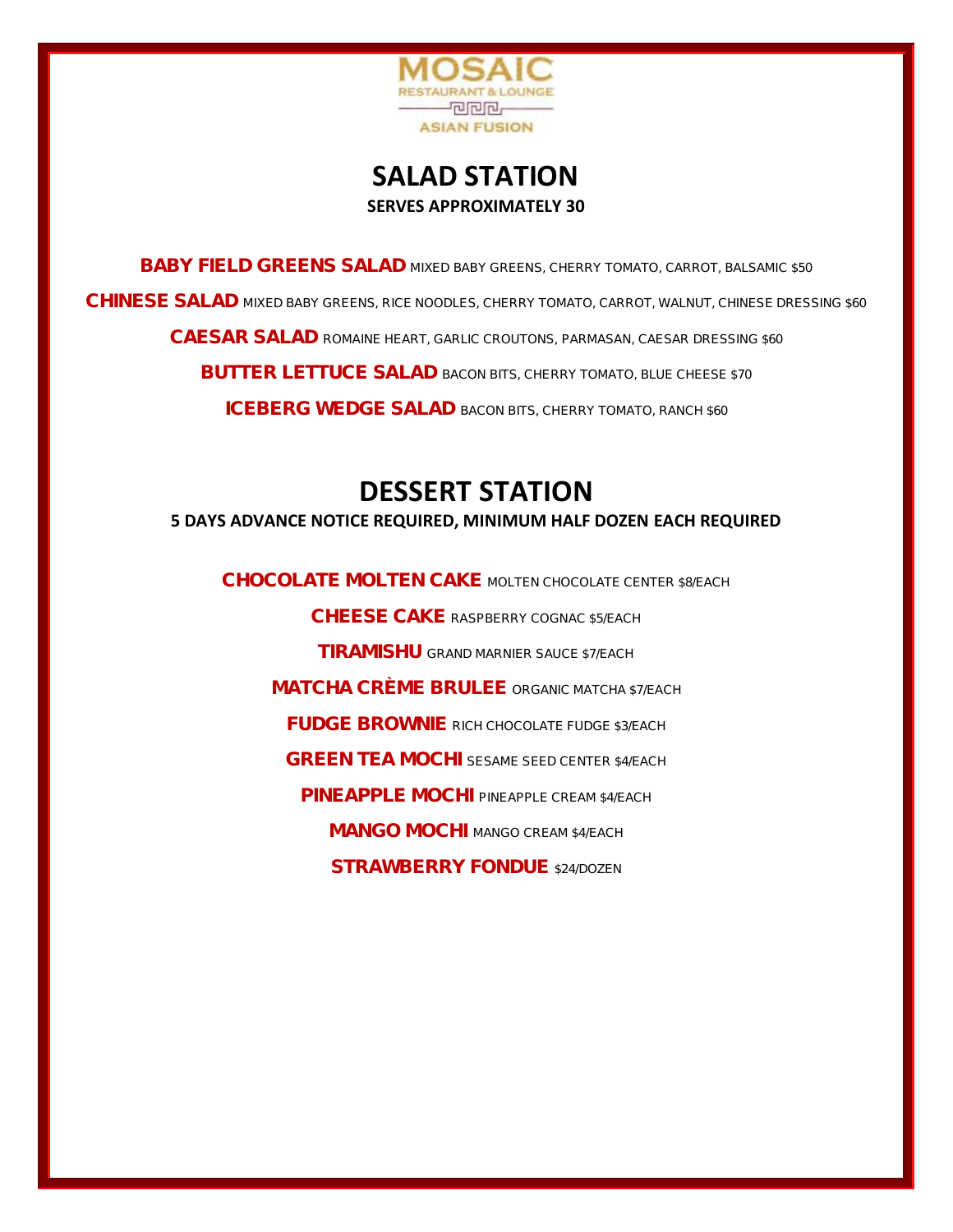MOSAIC

RESTAURANT & LOUNGE

ASIAN FUSION

## SALAD STATION

**SERVES APPROXIMATELY 30**

**BABY FIELD GREENS SALAD** MIXED BABY GREENS, CHERRY TOMATO, CARROT, BALSAMIC $50

**CHINESE SALAD** MIXED BABY GREENS, RICE NOODLES, CHERRY TOMATO, CARROT, WALNUT, CHINESE DRESSING $60

**CAESAR SALAD** ROMAINE HEART, GARLIC CROUTONS, PARMASAN, CAESAR DRESSING $60

**BUTTER LETTUCE SALAD** BACON BITS, CHERRY TOMATO, BLUE CHEESE $70

**ICEBERG WEDGE SALAD** BACON BITS, CHERRY TOMATO, RANCH $60

## DESSERT STATION

**5 DAYS ADVANCE NOTICE REQUIRED, MINIMUM HALF DOZEN EACH REQUIRED**

**CHOCOLATE MOLTEN CAKE** MOLTEN CHOCOLATE CENTER $8/EACH

**CHEESE CAKE** RASPBERRY COGNAC $5/EACH

**TIRAMISHU** GRAND MARNIER SAUCE $7/EACH

**MATCHA CRÈME BRULEE** ORGANIC MATCHA $7/EACH

**FUDGE BROWNIE** RICH CHOCOLATE FUDGE $3/EACH

**GREEN TEA MOCHI** SESAME SEED CENTER $4/EACH

**PINEAPPLE MOCHI** PINEAPPLE CREAM $4/EACH

**MANGO MOCHI** MANGO CREAM $4/EACH

**STRAWBERRY FONDUE** $24/DOZEN